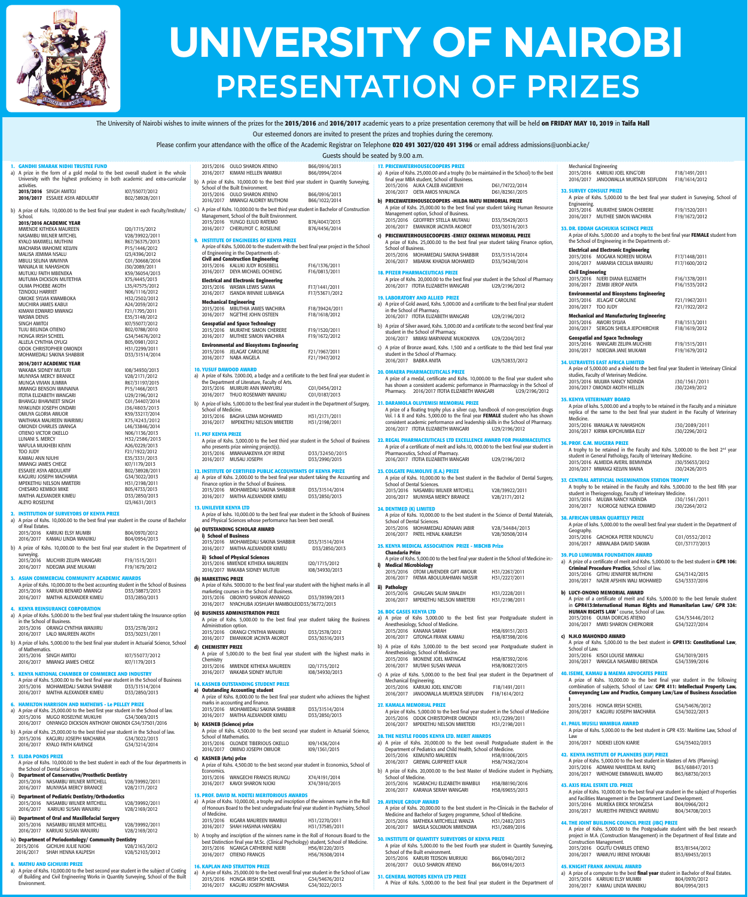# UNIVERSITY OF NAIROBI
# PRESENTATION OF PRIZES

The University of Nairobi wishes to invite winners of the prizes for the **2015/2016** and **2016/2017** academic years to a prize presentation ceremony that will be held **on FRIDAY MAY 10, 2019** in **Taifa Hall**

Our esteemed donors are invited to present the prizes and trophies during the ceremony.

Please confirm your attendance with the office of the Academic Registrar on Telephone **020 491 3027/020 491 3196** or email address admissions@uonbi.ac.ke/

Guests should be seated by 9.00 a.m.

## 1. GANDHI SMARAK NIDHI TRUSTEE FUND

a) A prize in the form of a gold medal to the best overall student in the whole University with the highest proficiency in both academic and extra-curricular activities.

**2015/2016** SINGH AMITOJ I07/55077/2012
**2016/2017** ESSAJEE ASYA ABDULATIF B02/38928/2011

b) A prize of Kshs. 10,000.00 to the best final year student in each Faculty/Institute/School.

**2015/2016 ACADEMIC YEAR**

| Name | Reg. No. |
|---|---|
| MWENDE KITHEKA MAUREEN | I20/1715/2012 |
| NASAMBU WILNER MITCHEL | V28/39922/2011 |
| KYALO MAXWELL MUTHINI | R67/36375/2013 |
| MACHARIA WAHOME KELVIN | P15/1446/2012 |
| MALISA JEMIMA NSALU | I23/4396/2012 |
| MBULI SELINA WAVINYA | C01/30668/2014 |
| WANJALA W. NAHASHON | J30/2089/2011 |
| MUTUKU FAITH MBENEKA | K59/36054/2013 |
| MUTUMA DICKSON MUTETHIA | X75/4445/2013 |
| OUMA PHOEBE AKOTH | L35/47575/2012 |
| TZINDOLI HARRIET | N06/1116/2012 |
| OMOKE SYLVIA KWAMBOKA | H32/2502/2012 |
| MUCHIRA JAMES KABUI | A24/2059/2012 |
| KIMANI EDWARD MWANGI | F21/1795/2011 |
| WASWA DENIS | E35/3148/2012 |
| SINGH AMITOJ | I07/55077/2012 |
| TUJU BELINDA OTIENO | B02/07888/2010 |
| HONGA IRISH SCHEEL | G34/54676/2012 |
| ALLELA CYNTHIA OYUGI | B05/0981/2012 |
| ODOK CHRISTOPHER OMONDI | H31/2299/2011 |
| MOHAMEDALI SAKINA SHABBIR | D33/31514/2014 |

**2016/2017 ACADEMIC YEAR**

| Name | Reg. No. |
|---|---|
| WAKABA SIDNEY MUTURI | I08/34930/2013 |
| MUNYASA MERCY BRANICE | V28/2171/2012 |
| MUNGA VIVIAN JUMWA | R67/31197/2015 |
| MWANGI BENSON WAINAINA | P15/1466/2013 |
| ITOTIA ELIZABETH WANGARI | U29/2196/2012 |
| BHANGU BHAVNEET SINGH | C01/34407/2014 |
| NYAKUNDI JOSEPH ONDARI | J36/4803/2013 |
| OMUYA GLORIA AWUOR | K59/33217/2014 |
| WAITHAKA MAUREEN WAIRIMU | X75/4243/2012 |
| OMONDI CHARLES LWANGA | L46/33846/2014 |
| OTIENO VICTOR OKELLO | N06/1136/2013 |
| LUNANI S. MERCY | H32/2586/2013 |
| WAFULA MUKHEBI KEVIN | A26/0229/2013 |
| TOO JUDY | F21/1922/2012 |
| KAMAU ANN NJUHI | E35/3331/2013 |
| MWANGI JAMES CHEGE | I07/1179/2013 |
| ESSAJEE ASYA ABDULATIF | B02/38928/2011 |
| KAGURU JOSEPH MACHARIA | G34/3022/2013 |
| MPEKETHU NELSON MWETERI | H31/2198/2011 |
| CHESARO KEMBOI MIKE | B05/4733/2013 |
| MAITHA ALEXANDER KIMEU | D33/2850/2013 |
| ALEYO ROSELYNE | I23/4631/2013 |

## 2. INSTITUTION OF SURVEYORS OF KENYA PRIZE

a) A prize of Kshs. 10,000.00 to the best final year student in the course of Bachelor of Real Estates.

2015/2016 KARIUKI ELSY MUMBI B04/0970/2012
2016/2017 KAMAU LINDA WANJIKU B04/0954/2013

b) A prize of Kshs. 10,000.00 to the best final year student in the Department of surveying.

2015/2016 MUCHIRI ZELIPA WANGARI F19/1515/2011
2016/2017 NDEGWA JANE MUKAMI F19/1679/2012

## 3. ASIAN COMMERCIAL COMMUNITY ACADEMIC AWARDS

A prize of Kshs. 10,000.00 to the best accounting student in the School of Business

2015/2016 KARIUKI BENARD MWANGI D33/38873/2013
2016/2017 MAITHA ALEXANDER KIMEU D33/2850/2013

## 4. KENYA REINSURANCE CORPORATION

a) A prize of Kshs. 5,000.00 to the best final year student taking the Insurance option in the School of Business.

2015/2016 ORANGI CYNTHIA WANJIRU D33/2578/2012
2016/2017 LALO MAUREEN AKOTH D33/30231/2011

b) A prize of Kshs. 5,000.00 to the best final year student in Actuarial Science, School of Mathematics.

2015/2016 SINGH AMITOJ I07/55077/2012
2016/2017 MWANGI JAMES CHEGE I07/1179/2013

## 5. KENYA NATIONAL CHAMBER OF COMMERCE AND INDUSTRY

A prize of Kshs. 5,000.00 to the best final year student in the School of Business

2015/2016 MOHAMEDALI SAKINA SHABBIR D33/31514/2014
2016/2017 MAITHA ALEXANDER KIMEU D33/2850/2013

## 6. HAMILTON HARRISON AND MATHEWS - Le PELLEY PRIZE

a) A prize of Kshs. 25,000.00 to the best first year student in the School of Law.

2015/2016 MUGO ROSELYNE MUKUHI G34/3069/2015
2016/2017 ONYANGO DICKSON ANTHONY OMONDI G34/37501/2016

b) A prize of Kshs. 25,000.00 to the best third year student in the School of law.

2015/2016 KAGURU JOSEPH MACHARIA G34/3022/2013
2016/2017 KYALO FAITH KAVENGE G34/3214/2014

## 7. ELIDA PONDS PRIZE

A prize of Kshs. 10,000.00 to the best student in each of the four departments in the School of Dental Sciences

i) **Department of Conservative/Prosthetic Dentistry**

2015/2016 NASAMBU WILNER MITCHELL V28/39992/2011
2016/2017 MUNYASA MERCY BRANICE V28/2171/2012

ii) **Department of Pediatric Dentistry/Orthodontics**

2015/2016 NASAMBU WILNER MITCHELL V28/39992/2011
2016/2017 KARIUKI SUSAN WANJIRU V28/2169/2012

iii) **Department of Oral and Maxillofacial Surgery**

2015/2016 NASAMBU WILNER MITCHELL V28/39992/2011
2016/2017 KARIUKI SUSAN WANJIRU V28/2169/2012

iv) **Department of Periodontology/ Community Dentistry**

2015/2016 GICHUHI JULIE NJOKI V28/2163/2012
2016/2017 SHAH HENNA KALPESH V28/52103/2012

## 8. MATHU AND GICHUIRI PRIZE

a) A prize of Kshs. 10,000.00 to the best second year student in the subject of Costing of Building and Civil Engineering Works in Quantity Surveying, School of the Built Environment.

2015/2016 OULO SHARON ATIENO B66/0916/2013
2016/2017 KIMANI HELLEN WAMBUI B66/0994/2014

b) A prize of Kshs. 10,000.00 to the best third year student in Quantity Surveying, School of the Built Environment.

2015/2016 OULO SHARON ATIENO B66/0916/2013
2016/2017 MWANGI AUDREY MUTHONI B66/1022/2014

c.) A prize of Kshs. 10,000.00 to the best third year student in Bachelor of Construction Management, School of the Built Environment.

2015/2016 YUNGO ELIUD RATEMO B76/4047/2013
2016/2017 CHERUIYOT C. ROSELINE B76/4456/2014

## 9. INSTITUTE OF ENGINEERS OF KENYA PRIZE

A prize of Kshs. 5,000.00 to the student with the best final year project in the School of Engineering in the Departments of:-

**Civil and Construction Engineering**

2015/2016 KALUKI JUDY ROSEBELL F16/1376/2011
2016/2017 DEYA MICHAEL OCHIENG F16/0813/2011

**Electrical and Electronic Engineering**

2015/2016 WASWA LEWIS SAKWA F17/1441/2011
2016/2017 ISANDA WINNIE LUBANGA F17/53671/2012

**Mechanical Engineering**

2015/2016 MBUTHIA JAMES WACHIRA F18/39424/2011
2016/2017 NGE'THE JOHN OSTEEN F18/1618/2012

**Geospatial and Space Technology**

2015/2016 MURATHE SIMON CHERERE F19/1520/2011
2016/2017 MUTHEE SIMON WACHIRA F19/1672/2012

**Environmental and Biosystems Engineering**

2015/2016 JELAGAT CAROLINE F21/1967/2011
2016/2017 NABA ANGELA F21/1947/2012

## 10. YUSUF DAWOOD AWARD

a) A prize of Kshs. 7,000.00, a badge and a certificate to the best final year student in the Department of Literature, Faculty of Arts.

2015/2016 MUIRURI ANN WANYURU C01/0454/2012
2016/2017 THUO ROSEMARY WANJIKU C01/0187/2013

b) A prize of kshs. 5,000.00 to the best final year student in the Department of Surgery, School of Medicine.

2015/2016 BAGHA UZMA MOHAMED H31/2171/2011
2016/2017 MPEKETHU NELSON MWETERI H31/2198/2011

## 11. PKF KENYA PRIZE

A prize of Kshs. 3,000.00 to the best third year student in the School of Business who presents prize winning project(s).

2015/2016 MWANAAKENYA JOY IRENE D33/32450/2015
2016/2017 MUSAU JOSEPH D33/2990/2015

## 12. INSTITUTE OF CERTIFIED PUBLIC ACCOUNTANTS OF KENYA PRIZE

a) A prize of Kshs. 2,000.00 to the best final year student taking the Accounting and Finance option in the School of Business.

2015/2016 MOHAMEDALI SAKINA SHABBIR D33/31514/2014
2016/2017 MAITHA ALEXANDER KIMEU D33/2850/2013

## 13. UNILEVER KENYA LTD

A prize of Kshs. 10,000.00 to the best final year student in the Schools of Business and Physical Sciences whose performance has been best overall.

**(a) OUTSTANDING SCHOLAR AWARD**

**i) School of Business**

2015/2016 MOHAMEDALI SAKINA SHABBIR D33/31514/2014
2016/2017 MAITHA ALEXANDER KIMEU D33/2850/2013

**ii) School of Physical Sciences**

2015/2016 MWENDE KITHEKA MAUREEN I20/1715/2012
2016/2017 WAKABA SIDNEY MUTURI I08/34930/2013

**(b) MARKETING PRIZE**

A prize of Kshs. 5000.00 to the best final year student with the highest marks in all marketing courses in the School of Business.

2015/2016 OBONYO SHARON ANYANGO D33/39399/2013
2016/2017 NYACHUBA JOSHUAH MAMBOLEO D33/36772/2013

**(c) BUSINESS ADMINISTRATION PRIZE**

A prize of Kshs. 5,000.00 to the best final year student taking the Business Administration option.

2015/2016 ORANGI CYNTHIA WANJIRU D33/2578/2012
2016/2017 EMANIKOR JACINTA AKOROT D33/30316/2013

**d) CHEMISTRY PRIZE**

A prize of 5,000.00 to the best final year student with the highest marks in Chemistry

2015/2016 MWENDE KITHEKA MAUREEN I20/1715/2012
2016/2017 WAKABA SIDNEY MUTURI I08/34930/2013

## 14. KASNEB OUTSTANDING STUDENT PRIZE

**a) Outstanding Accounting student**

A prize of Kshs. 8,000.00 to the best final year student who achieves the highest marks in accounting and finance.

2015/2016 MOHAMEDALI SAKINA SHABBIR D33/31514/2014
2016/2017 MAITHA ALEXANDER KIMEU D33/2850/2013

**b) KASNEB (Science) prize**

A prize of Kshs. 4,500.00 to the best second year student in Actuarial Science, School of Mathematics.

2015/2016 OLONDE TIBERIOUS OKELLO I09/1436/2014
2016/2017 OWINO JOSEPH OWUOR I09/1361/2015

**c) KASNEB (Arts) prize**

A prize of Kshs. 4,500.00 to the best second year student in Economics, School of Economics.

2015/2016 WANGECHI FRANCIS IRUNGU X74/4191/2014
2016/2017 KAVOI SHARON NJOKI X74/3910/2015

## 15. PROF. DAVID M. NDETEI MERITORIOUS AWARDS

a) A prize of Kshs. 10,000.00, a trophy and inscription of the winners name in the Roll of Honours Board to the best undergraduate final year student in Psychiatry, School of Medicine.

2015/2016 KIGARA MAUREEN WAMBUI H31/2270/2011
2016/2017 SHAH HASHNA HANSRAJ H31/37585/2011

b) A trophy and inscription of the winners name in the Roll of Honours Board to the best Distinction final year M.Sc. (Clinical Psychology) student, School of Medicine.

2015/2016 NGANGA CATHERINE NJERI H56/81220/2015
2016/2017 OTIENO FRANCIS H56/76508/2014

## 16. KAPLAN AND STRATTON PRIZE

a) A prize of Kshs. 25,000.00 to the best overall final year student in the School of Law

2015/2016 HONGA IRISH SCHEEL G34/54676/2012
2016/2017 KAGURU JOSEPH MACHARIA G34/3022/2013

## 17. PRICEWATERHOUSECOOPERS PRIZE

a) A prize of Kshs. 25,000.00 and a trophy (to be maintained in the School) to the best final year MBA student, School of Business.

2015/2016 AUKA CALEB ANGWENYI D61/74722/2014
2016/2017 OETA AMOS NYAUNGA D61/82361/2015

**b) PRICEWATERHOUSECOOPERS -HILDA MATU MEMORIAL PRIZE**

A prize of Kshs. 25,000.00 to the best final year student taking Human Resource Management option, School of Business.

2015/2016 GEOFFREY STELLA MUTANU D33/35429/2013
2016/2017 EMANIKOR JACINTA AKOROT D33/30316/2013

**c) PRICEWATERHOUSECOOPERS -EMILY OKEMWA MEMORIAL PRIZE**

A prize of Kshs. 25,000.00 to the best final year student taking Finance option, School of Business.

2015/2016 MOHAMEDALI SAKINA SHABBIR D33/31514/2014
2016/2017 MBARAK KHADIJA MOHAMED D33/34248/2014

## 18. PFIZER PHARMACEUTICALS PRIZE

A prize of Kshs. 20,000.00 to the best final year student in the School of Pharmacy

2016/2017 ITOTIA ELIZABETH WANGARI U29/2196/2012

## 19. LABORATORY AND ALLIED PRIZE

a) A prize of Gold award, Kshs. 5,000.00 and a certificate to the best final year student in the School of Pharmacy.

2016/2017 ITOTIA ELIZABETH WANGARI U29/2196/2012

b) A prize of Silver award, Kshs. 3,000.00 and a certificate to the second best final year student in the School of Pharmacy.

2016/2017 MWASI MARYANNE MUKOKINYA U29/2204/2012

c) A prize of Bronze award, Kshs. 1,500 and a certificate to the third best final year student in the School of Pharmacy.

2016/2017 BABRA ANITA U29/52833/2012

## 20. OMAERA PHARMACEUTICALS PRIZE

A prize of a medal, certificate and Kshs. 10,000.00 to the final year student who has shown a consistent academic performance in Pharmacology in the School of Pharmacy. 2016/2017 ITOTIA ELIZABETH WANGARI U29/2196/2012

## 21. DARAMOLA OLUYEMISI MEMORIAL PRIZE

A prize of a floating trophy plus a silver cup, handbook of non-prescription drugs Vol. I & II and Kshs. 5,000.00 to the final year **FEMALE** student who has shown consistent academic performance and leadership skills in the School of Pharmacy.

2016/2017 ITOTIA ELIZABETH WANGARI U29/2196/2012

## 22. REGAL PHARMACEUTICALS LTD EXCELLENCE AWARD FOR PHARMACEUTICS

A prize of a certificate of merit and kshs.10, 000.00 to the best final year student in Pharmaceutics, School of Pharmacy.

2016/2017 ITOTIA ELIZABETH WANGARI U29/2196/2012

## 23. COLGATE PALMOLIVE (E.A.) PRIZE

A prize of Kshs. 10,000.00 to the best final year student in the Bachelor of Dental Surgery, School of Dental Sciences.

2015/2016 NASAMBU WILNER MITCHELL V28/39922/2011
2016/2017 MUNYASA MERCY BRANICE V28/2171/2012

## 24. DENTMED (K) LIMITED

A prize of Kshs. 10,000.00 to the best final year student in the Science of Dental Materials, School of Dental Sciences.

2015/2016 MOHAMEDALI ADNAAN JABIR V28/34484/2013
2016/2017 PATEL HENAL KAMLESH V28/30508/2014

## 25. KENYA MEDICAL ASSOCIATION PRIZE - MBCHB Prize

**Chandaria Prize**

A prize of Kshs. 5,000.00 to the best final year student in the School of Medicine in:-

**i) Medical Microbiology**

2015/2016 OTOM LAVENDER GIFT AWOUR H31/2267/2011
2016/2017 FATMA ABDULRAHMAN NASSIR H31/2227/2011

**ii) Pathology**

2015/2016 GHALGAN SALIM SWALEH H31/2228/2011
2016/2017 MPEKETHU NELSON MWETERI H31/2198/2011

## 26. BOC GASES KENYA LTD

a) A prize of Kshs 3,000.00 to the best first year Postgraduate student in Anesthesiology, School of Medicine.

2015/2016 KANANA SARAH H58/69151/2013
2016/2017 GITONGA FRANK KAMAU H58/87398/2016

b) A prize of Kshs 3,000.00 to the best second year Postgraduate student in Anesthesiology, School of Medicine.

2015/2016 MONENE JOEL MATINGAE H58/87392/2016
2016/2017 MUTAHI SUSAN WANJA H58/80827/2015

c) A prize of Kshs. 5,000.00 to the best final year student in the Department of Mechanical Engineering.

2015/2016 KARIUKI JOEL KING'ORI F18/1491/2011
2016/2017 JANOOWALLA MURTAZA SEIFUDIN F18/1614/2012

## 27. KAMALA MEMORIAL PRIZE

A prize of Kshs. 5,000.00 to the best final year student in the School of Medicine

2015/2016 ODOK CHRISTOPHER OMONDI H31/2299/2011
2016/2017 MPEKETHU NELSON MWETERI H31/2198/2011

## 28. THE NESTLE FOODS KENYA LTD. MERIT AWARDS

a) A prize of Kshs. 20,000.00 to the best overall Postgraduate student in the Department of Pediatrics and Child Health, School of Medicine.

2015/2016 KEMUNTO MAUREEN H58/81006/2015
2016/2017 GREWAL GURPREET KAUR H58/74362/2014

b) A prize of Kshs. 20,000.00 to the best Master of Medicine student in Psychiatry, School of Medicine.

2015/2016 NGARACHU ELIZABETH WAMBUI H58/88190/2016
2016/2017 KARANJA SERAH WANGARI H58/69655/2013

## 29. AVENUE GROUP AWARD

A prize of Kshs. 20,000.00 to the best student in Pre-Clinicals in the Bachelor of Medicine and Bachelor of Surgery programme, School of Medicine.

2015/2016 MATHEKA MITCHELLE WANZA H31/2482/2015
2016/2017 MASILA SOLOMON MWENDWA H31/2689/2016

## 30. INSTITUTE OF QUANTITY SURVEYORS OF KENYA PRIZE

A prize of Kshs. 5,000.00 to the best Fourth year student in Quantity Surveying, School of the Built environment.

2015/2016 KARURI TEDSON MURIUKI B66/0940/2012
2016/2017 OULO SHARON ATIENO B66/0916/2013

## 31. GENERAL MOTORS KENYA LTD PRIZE

A Prize of Kshs. 5,000.00 to the best final year student in the Department of Mechanical Engineering

2015/2016 KARIUKI JOEL KING'ORI F18/1491/2011
2016/2017 JANOOWALLA MURTAZA SEIFUDIN F18/1614/2012

## 32. SURVEY CONSULT PRIZE

A prize of Kshs. 5,000.00 to the best final year student in Surveying, School of Engineering.

2015/2016 MURATHE SIMON CHERERE F19/1520/2011
2016/2017 MUTHEE SIMON WACHIRA F19/1672/2012

## 33. DR. EDDAH GACHUKIA SCIENCE PRIZE

A prize of Kshs. 5,000.00 and a trophy to the best final year **FEMALE** student from the School of Engineering in the Departments of:-

**Electrical and Electronic Engineering**

2015/2016 MOGAKA NOREEN MORAA F17/1448/2011
2016/2017 MARARIA CECILIA WANJIRU F17/1600/2012

**Civil Engineering**

2015/2016 NJERI DIANA ELIZABETH F16/1378/2011
2016/2017 ZEMBI JEROP ANITA F16/1535/2012

**Environmental and Biosystems Engineering**

2015/2016 JELAGAT CAROLINE F21/1967/2011
2016/2017 TOO JUDY F21/1922/2012

**Mechanical and Manufacturing Engineering**

2015/2016 AWORI SYLVIA F18/1513/2011
2016/2017 SERGON SHEILA JEPCHIRCHIR F18/1619/2012

**Geospatial and Space Technology**

2015/2016 WANGARI ZELIPA MUCHIRI F19/1515/2011
2016/2017 NDEGWA JANE MUKAMI F19/1679/2012

## 34. ULTRAVETIS EAST AFRICA LIMITED

A prize of 5,000.00 and a shield to the best final year Student in Veterinary Clinical studies, Faculty of Veterinary Medicine.

2015/2016 MULWA NANCY NDINDA J30/1561/2011
2016/2017 OMONDI AKOTH HELLEN J30/2249/2012

## 35. KENYA VETERINARY BOARD

A prize of kshs. 5,000.00 and a trophy to be retained in the Faculty and a miniature replica of the same to the best final year student in the Faculty of Veterinary Medicine.

2015/2016 WANJALA W. NAHASHON J30/2089/2011
2016/2017 KIRWA KIPCHUMBA ELLY J30/2296/2012

## 36. PROF. G.M. MUGERA PRIZE

A trophy to be retained in the Faculty and Kshs. 3,000.00 to the best 2[nd] year student in General Pathology, Faculty of Veterinary Medicine.

2015/2016 ALMEIDA AVERIL BEMVINDA J30/55653/2012
2016/2017 MWANGI KELVIN MAINA J30/2426/2015

## 37. CENTRAL ARTIFICIAL INSEMINATION STATION TROPHY

A trophy to be retained in the Faculty and Kshs. 5,000.00 to the best fifth year student in Theriogenology, Faculty of Veterinary Medicine.

2015/2016 MULWA NANCY NDINDA J30/1561/2011
2016/2017 NJOROGE NJENGA EDWARD J30/2264/2012

## 38. AFRICAN URBAN QUARTELY PRIZE

A prize of kshs. 5,000.00 to the overall best final year student in the Department of Geography.

2015/2016 GACHOKA PETER NDUNG'U C01/0552/2012
2016/2017 ABWALABA DAVID SAKWA C01/37177/2013

## 39. PLO LUMUMBA FOUNDATION AWARD

a) A prize of a certificate of merit and Kshs. 5,000.00 to the best student in **GPR 106: Criminal Procedure Practice**, School of law.

2015/2016 GITHU JENNIFER MUTHONI G34/3142/2015
2016/2017 NAZIR AFSHIN WALI MOHAMED G34/3337/2016

**b) LUCY-ONONO MEMORIAL AWARD**

A prize of a certificate of merit and Kshs. 5,000.00 to the best female student in **GPR413:International Human Rights and Humanitarian Law/ GPR 324: HUMAN RIGHTS LAW '** course, School of Law.

2015/2016 OUMA DORCAS ATIENO G34/53446/2012
2016/2017 MWEI SHARON CHEPKORIR G34/3227/2014

**c) N.H.O MAHONDO AWARD**

A prize of Kshs. 5,000.00 to the best student in **GPR113: Constitutional Law**, School of Law.

2015/2016 KISOI LOUISE MWIKALI G34/3019/2015
2016/2017 WANGILA NASAMBU BRENDA G34/3399/2016

## 40. ISEME, KAMAU & MAEMA ADVOCATES PRIZE

A prize of Kshs. 10,000.00 to the best final year student in the following combination of subjects, School of Law: **GPR 411: Intellectual Property Law, Conveyancing Law and Practice, Company Law/Law of Business Association I**

2015/2016 HONGA IRISH SCHEEL G34/54676/2012
2016/2017 KAGURU JOSEPH MACHARIA G34/3022/2013

## 41. PAUL MUSILI WAMBUA AWARD

A prize of Kshs. 5,000.00 to the best student in GPR 435: Maritime Law, School of Law

2016/2017 NDEKEI LEON KIARIE G34/35402/2013

## 42. KENYA INSTITUTE OF PLANNERS (KIP) PRIZE

A prize of Kshs. 5,000.00 to the best student in Masters of Arts (Planning)

2015/2016 ADMANI NAHEEDA M. RAFIQ B63/68847/2013
2016/2017 WATHOME EMMANUEL MAKATO B63/68730/2013

## 43. AXIS REAL ESTATE LTD. PRIZE

A prize of Kshs. 10,000.00 to the best final year student in the subject of Properties and Facilities Management in the Department Land Development.

2015/2016 MUREKA ERICK NYONGESA B04/0966/2012
2016/2017 MUREITHI PATIENCE WAIRIMU B04/34708/2013

## 44. THE JOINT BUILDING COUNCIL PRIZE (JBC) PRIZE

A prize of Kshs. 5,000.00 to the Postgraduate student with the best research project in M.A. (Construction Management) in the Department of Real Estate and Construction Management.

2015/2016 OGUTU CHARLES OTIENO B53/81544/2012
2016/2017 WAMUYU IRENE NYOKABI B53/69453/2013

## 45. KNIGHT FRANK ANNUAL AWARD

a) A prize of a computer to the best **final year** student in Bachelor of Real Estates.

2015/2016 KARIUKI ELSY MUMBI B04/0970/2012
2016/2017 KAMAU LINDA WANJIKU B04/0954/2013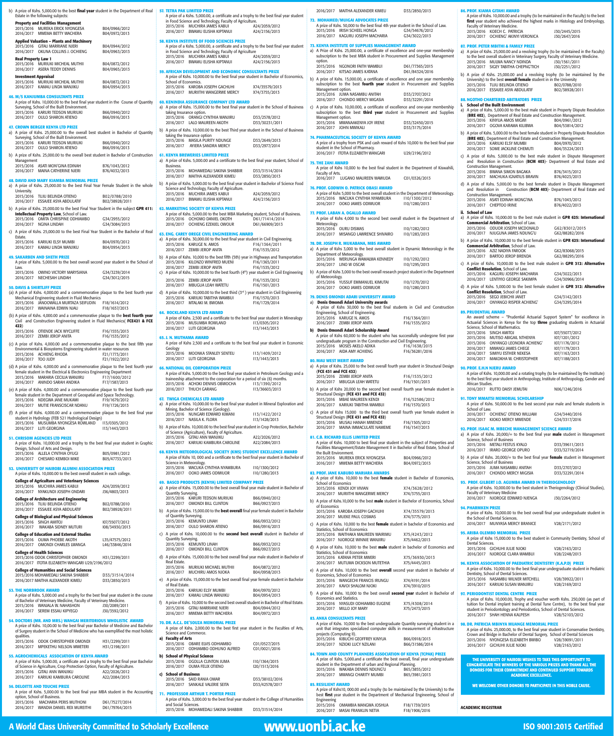b) A prize of Kshs. 5,000.00 to the best **final year** student in the Department of Real Estate in the following subjects:

**Property and Facilities Management**

| | | |
|---|---|---|
| 2015/2016 | MUREKA ERICK NYONGESA | B04/0966/2012 |
| 2016/2017 | MWEMA BETTY WACHERA | B04/0972/2013 |

**Applied Valuation – Plants and Machinery**

| | | |
|---|---|---|
| 2015/2016 | GITAU MARRIANE NJERI | B04/0944/2012 |
| 2016/2017 | OKUNA COLLINS J. OCHIENG | B04/0963/2013 |

**Real Property Law 1**

| | | |
|---|---|---|
| 2015/2016 | MURIUKI MICHEAL MUTHII | B04/0872/2012 |
| 2016/2017 | ASERA TEDDY DENNIS | B04/0965/2013 |

**Investment Appraisal**

| | | |
|---|---|---|
| 2015/2016 | MURIUKI MICHEAL MUTHII | B04/0872/2012 |
| 2016/2017 | KAMAU LINDA WANJIKU | B04/0954/2013 |

## 46. M/S KANJUMBA CONSULTANTS PRIZE

A prize of Kshs. 10,000.00 to the best final year student in the Course of Quantity Surveying, School of the Built Environment.

| | | |
|---|---|---|
| 2015/2016 | KARURI TEDSON MURIUKI | B66/0940/2012 |
| 2016/2017 | OULO SHARON ATIENO | B66/0916/2013 |

## 47. CROWN BERGER KENYA LTD PRIZE

a) A prize of Kshs. 25,000.00 to the overall best student in Bachelor of Quantity Surveying, School of the Built Environment.

| | | |
|---|---|---|
| 2015/2016 | KARURI TEDSON MURIUKI | B66/0940/2012 |
| 2016/2017 | OULO SHARON ATIENO | B66/0916/2013 |

b) A prize of Kshs. 25,000.00 to the overall best student in Bachelor of Construction Management

| | | |
|---|---|---|
| 2015/2016 | ASATI MON'GINA EDINAH | B76/1043/2012 |
| 2016/2017 | MAINA CATHERINE NJERI | B76/4032/2013 |

## 48. DAVID AND MARY KIAMBA MEMORIAL PRIZE

a) A prize of Kshs. 25,000.00 to the best Final Year Female Student in the whole University.

| | | |
|---|---|---|
| 2015/2016 | TUJU BELINDA OTIENO | B02/0788/2010 |
| 2016/2017 | ESSAJEE ASYA ABDULATIF | B02/38928/2011 |

b) A prize of Kshs. 25,000.00 to the best Final Year Student in the subject **GPR 411: Intellectual Property Law**, School of Law.

| | | |
|---|---|---|
| 2015/2016 | OMITA CHRISPINE ODHIAMBO | G34/2955/2012 |
| 2016/2017 | NGINA LINDAH | G34/3084/2013 |

c) A prize of Kshs. 25,000.00 to the best Final Year Student in the Bachelor of Real Estate.

| | | |
|---|---|---|
| 2015/2016 | KARIUKI ELSY MUMBI | B04/0970/2012 |
| 2016/2017 | KAMAU LINDA WANJIKU | B04/0954/2013 |

## 49. SAKARBEN AND SHETH PRIZE

A prize of Kshs. 5,000.00 to the best overall second year student in the School of Law.

| | | |
|---|---|---|
| 2015/2016 | OWINO VICTORY MARYSIANA | G34/3239/2014 |
| 2016/2017 | NECHESAH LINDAH | G34/3012/2015 |

## 50. DAVIS & SHIRTLIFF PRIZE

(a) A prize of Kshs. 4,000.00 and a commemorative plaque to the best fourth year Mechanical Engineering student in Fluid Mechanics

| | | |
|---|---|---|
| 2015/2016 | JANOOWALLA MURTAZA SEIFUDIN | F18/1614/2012 |
| 2016/2017 | WAINAINA EDWIN NJAU | F18/1657/2013 |

(b) A prize of Kshs. 4,000.00 and a commemorative plaque to the **best fourth year** Civil and Construction Engineering student in Fluid Mechanics( **FCE421 & FCE 422**)

| | | |
|---|---|---|
| 2015/2016 | OTIENDE JACK WYCLIFFE | F16/1555/2013 |
| 2016/2017 | ZEMBI JEROP ANITA | F16/1535/2012 |

(c) A prize of Kshs. 4,000.00 and a commemorative plaque to the best fifth year Environmental & Biosystems Engineering student in water resources

| | | |
|---|---|---|
| 2015/2016 | ACHIENG RHODA | F21/1773/2011 |
| 2016/2017 | TOO JUDY | F21/1922/2012 |

(d) A prize of Kshs. 4,000.00 and a commemorative plaque to the best fourth year female student in the Electrical & Electronics Engineering Department

| | | |
|---|---|---|
| 2015/2016 | MARARIA CECILIA WANJIRU | F17/1600/2012 |
| 2016/2017 | ANINDO SARAH ANDIKA | F17/1587/2013 |

(e) A prize of Kshs. 4,000.00 and a commemorative plaque to the best fourth year female student in the Department of Geospatial and Space Technology.

| | | |
|---|---|---|
| 2015/2016 | NDEGWA JANE MUKAMI | F19/1679/2012 |
| 2016/2017 | MUTIE FRANSCISCAR NDANU | F19/1726/2013 |

(f) A prize of Kshs. 4,000.00 and a commemorative plaque to the best final year student in Hydrology (FEB 521 Hydrological Design)

| | | |
|---|---|---|
| 2015/2016 | MUSUMBA NYONGESA ROWLAND | I13/0305/2012 |
| 2016/2017 | LUTI GEORGINA | I13/1443/2013 |

## 51. CHRISOM AGENCIES LTD PRIZE

A prize of Kshs. 10,000.00 and a trophy to the best final year student in Graphic Design, School of Arts and Design.

| | | |
|---|---|---|
| 2015/2016 | ALLELA CYNTHIA OYUGI | B05/0981/2012 |
| 2016/2017 | CHESARO KEMBOI MIKE | B05/47733/2013 |

## 52. UNIVERSITY OF NAIROBI ALUMNI ASSOCIATION PRIZE

A prize of Kshs. 10,000.00 to the best overall student in each college.

**College of Agriculture and Veterinary Sciences**

| | | |
|---|---|---|
| 2015/2016 | MUCHIRA JAMES KABUI | A24/2059/2012 |
| 2016/2017 | NYAKUNDI JOSEPH ONDARI | J36/4803/2013 |

**College of Architecture and Engineering**

| | | |
|---|---|---|
| 2015/2016 | TUJU BELINDA OTIENO | B02/0788/2010 |
| 2016/2017 | ESSAJEE ASYA ABDULATIF | B02/38928/2011 |

**College of Biological and Physical Sciences**

| | | |
|---|---|---|
| 2015/2016 | SINGH AMITOJ | I07/55077/2012 |
| 2016/2017 | WAKABA SIDNEY MUTURI | I08/34930/2013 |

**College of Education and External Studies**

| | | |
|---|---|---|
| 2015/2016 | OUMA PHOEBE AKOTH | L35/47575/2012 |
| 2016/2017 | OMONDI CHARLES LWANGA | L46/33846/2014 |

**College of Health Sciences**

| | | |
|---|---|---|
| 2015/2016 | ODOK CHRISTOPHER OMONDI | H31/2299/2011 |
| 2016/2017 | ITOTIA ELIZABETH WANGARI | U29/2196/2012 |

**College of Humanities and Social Sciences**

| | | |
|---|---|---|
| 2015/2016 | MOHAMEDALI SAKINA SHABBIR | D33/31514/2014 |
| 2016/2017 | MAITHA ALEXANDER KIMEU | D33/2850/2013 |

## 53. THE NORBROOK AWARD

A prize of Kshs. 5,000.00 and a trophy for the best final year student in the course of Bachelor of Veterinary Medicine, Faculty of Veterinary Medicine.

| | | |
|---|---|---|
| 2015/2016 | WANJALA W. NAHASHON | J30/2089/2011 |
| 2016/2017 | SEREM ESSAU KIPYEGO | J30/3592/2012 |

## 54. DOCTORS (MR. AND MRS.) WANGAI MERITORIOUS WHOLISTIC AWARD

A prize of Kshs. 10,00.00 to the best final year Bachelor of Medicine and Bachelor of Surgery student in the School of Medicine who has exemplified the most holistic qualities.

| | | |
|---|---|---|
| 2015/2016 | ODOK CHRISTOPHER OMONDI | H31/2299/2011 |
| 2016/2017 | MPEKETHU NELSON MWETERI | H31/2198/2011 |

## 55. AGROCHEMICALS ASSOCIATION OF KENYA AWARD

A prize of Kshs. 5,000.00, a certificate and a trophy to the best final year Bachelor of Science in Agriculture, Crop Protection Option, Faculty of Agriculture.

| | | |
|---|---|---|
| 2015/2016 | GITAU ANN WANJIKU | A22/2026/2012 |
| 2016/2017 | KARIUKI KAMBURA CAROLINE | A22/2084/2013 |

## 56. DELOITTE AND TOUCHE PRIZE

A prize of Kshs. 5,000.00 to the best final year MBA student in the Accounting option, School of Business.

| | | |
|---|---|---|
| 2015/2016 | MACHARIA PERIS MUTHONI | D61/75277/2014 |
| 2016/2017 | WANDIA DANIEL REX MUREITHI | D61/79764/2015 |

## 57. TETRA PAK LIMITED PRIZE

A prize of a Kshs. 5,000.00, a certificate and a trophy to the best final year student in Food Science and Technology, Faculty of Agriculture.

| | | |
|---|---|---|
| 2015/2016 | MUCHIRA JAMES KABUI | A24/2059/2012 |
| 2016/2017 | BWAMU ELISHA KIPTANUI | A24/2156/2013 |

## 58. KENYA INSTITUTE OF FOOD SCIENCES PRIZE

A prize of a Kshs. 5,000.00, a certificate and a trophy to the best final year student in Food Science and Technology, Faculty of Agriculture.

| | | |
|---|---|---|
| 2015/2016 | MUCHIRA JAMES KABUI | A24/2059/2012 |
| 2016/2017 | BWAMU ELISHA KIPTANUI | A24/2156/2013 |

## 59. AFRICAN DEVELOPMENT AND ECONOMIC CONSULTANTS PRIZE

A prize of Kshs. 10,000.00 to the best final year student in Bachelor of Economics, School of Economics.

| | | |
|---|---|---|
| 2015/2016 | KAROBA JOSEPH GACHUHI | X74/35579/2013 |
| 2016/2017 | MURIITHI WANGERWE MERCY | X74/3755/2013 |

## 60. KENINDIA ASSURANCE COMPANY LTD AWARD

a) A prize of Kshs. 15,000.00 to the best final year student in the School of Business taking Insurance option.

| | | |
|---|---|---|
| 2015/2016 | ORANGI CYNTHIA WANJIRU | D33/2578/2012 |
| 2016/2017 | LALO MAUREEN AKOTH | D33/30231/2011 |

b) A prize of Kshs. 10,000.00 to the best Third year student in the School of Business taking the Insurance option

| | | |
|---|---|---|
| 2015/2016 | MASILA PURITY NDUNGE | D33/2649/2013 |
| 2016/2017 | AYIERA SANDRA MERCY | D33/2977/2014 |

## 61. KENYA BREWERIES LIMITED PRIZE

a) A prize of Kshs. 5,000.00 and a certificate to the best final year student, School of Business.

| | | |
|---|---|---|
| 2015/2016 | MOHAMEDALI SAKINA SHABBIR | D33/31514/2014 |
| 2016/2017 | MAITHA ALEXANDER KIMEU | D33/2850/2013 |

b) A prize of Kshs. 5,000.00 to the best final year student in Bachelor of Science Food Science and Technology, Faculty of Agriculture.

| | | |
|---|---|---|
| 2015/2016 | MUCHIRA JAMES KABUI | A24/2059/2012 |
| 2016/2017 | BWAMU ELISHA KIPTANUI | A24/2156/2013 |

## 62. MARKETING SOCIETY OF KENYA PRIZE

A prize of Kshs. 5,000.00 to the best MBA Marketing student, School of Business.

| | | |
|---|---|---|
| 2015/2016 | OCHOMO DANIEL OKOTH | D61/71414/2014 |
| 2016/2017 | OCHIENG EZEKIEL OWOUR | D61/66909/2013 |

## 63. ENG. CAREY OREGE CIVIL ENGINEERING AWARD

a) A prize of Kshs. 30,000.00 to the best final year student in Civil Engineering.

| | | |
|---|---|---|
| 2015/2016 | KARUGE N. AMOS | F16/1364/2011 |
| 2016/2017 | ZEMBI JEROP ANITA | F16/1535/2012 |

b) A prize of Kshs. 10,000 to the best fifth (5th) year in Highways and Transportation

| | | |
|---|---|---|
| 2015/2016 | KILONZO WINFRED MUENI | F16/1365/2011 |
| 2016/2017 | ZEMBI JEROP ANITA | F16/1535/2012 |

c) A prize of Kshs. 10,000.00 to the best fourth (4th) year student in Civil Engineering

| | | |
|---|---|---|
| 2015/2016 | ZEMBI JEROP ANITA | F16/1535/2012 |
| 2016/2017 | MBUGUA LEAH WATETU | F16/1501/2013 |

d) A prize of Kshs. 10,000.00 to the best third (3rd) year student in Civil Engineering

| | | |
|---|---|---|
| 2015/2016 | KARIUKI TABITHA WAMBUI | F16/1570/2013 |
| 2016/2017 | MTALAKI M. BWOMA | F16/1729/2014 |

## 64. ROCKLAND KENYA LTD AWARD

A prize of Kshs. 2,500 and a certificate to the best final year student in Mineralogy

| | | |
|---|---|---|
| 2015/2016 | MUSUMBA ROWLAND | I13/0305/2012 |
| 2016/2017 | LUTI GEORGINA | I13/1443/2013 |

## 65. J. N. MUTHAMA AWARD

A prize of Kshs 2,500 and a certificate to the best final year student in Economic Geology

| | | |
|---|---|---|
| 2015/2016 | MOONKA STANLEY SENTEU | I13/1409/2012 |
| 2016/2017 | LUTI GEORGINA | I13/1443/2013 |

## 66. NATIONAL OIL CORPORATION PRIZE

A prize of Kshs. 5,000.00 to the best final year student in Petroleum Geology and a traineeship attachment to the corporation for a period of six (6) months.

| | | |
|---|---|---|
| 2015/2016 | ACHOKI DENNIS OBWOCHA | I13/1390/2012 |
| 2016/2017 | THUCH GARANG | I13/36603/2013 |

## 67. TWIGA CHEMICALS LTD AWARD

a) A prize of Kshs. 10,000.00 to the best final year student in Mineral Exploration and Mining, Bachelor of Science (Geology).

| | | |
|---|---|---|
| 2015/2016 | NUNGARI EDWARD KIMANI | I13/1422/2012 |
| 2016/2017 | NASILA K. FLORA | I13/1428/2013 |

b) A prize of Kshs. 10,000.00 to the best final year student in Crop Protection, Bachelor of Science (Agriculture), Faculty of Agriculture.

| | | |
|---|---|---|
| 2015/2016 | GITAU ANN WANJIKU | A22/2026/2012 |
| 2016/2017 | KARIUKI KAMBURA CAROLINE | A22/2084/2013 |

## 68. KENYA METEOROLOGICAL SOCIETY (KMS) STUDENT EXCELLENCE AWARD

A prize of Kshs 10, 000 and a certificate to the best final year student in Bachelor of Science in Meteorology.

| | | |
|---|---|---|
| 2015/2016 | WACUKA CYNTHIA NYAMBURA | I10/1300/2012 |
| 2016/2017 | OOKO JAMES ODIWUOR | I10/1280/2013 |

## 69. BASCO PRODUCTS (KENYA) LIMITED COMPANY PRIZE

a) A prize of Kshs. 15,000.00 to the best overall final year male student in Bachelor of Quantity Surveying.

| | | |
|---|---|---|
| 2015/2016 | KARURI TEDSON MURIUKI | B66/0940/2012 |
| 2016/2017 | OMONDI BILL CLINTON | B66/0927/2013 |

b) A prize of Kshs. 15,000.00 to the **best overall** final year female student in Bachelor of Quantity Surveying.

| | | |
|---|---|---|
| 2015/2016 | KEMUNTO LINAH | B66/0932/2012 |
| 2016/2017 | OULO SHARON ATIENO | B66/0916/2013 |

c) A prize of Kshs. 10,000.00 to the **second best overall** student in Bachelor of Quantity Surveying.

| | | |
|---|---|---|
| 2015/2016 | KEMUNTO LINAH | B66/0932/2012 |
| 2016/2017 | OMONDI BILL CLINTON | B66/0927/2013 |

d) A prize of Kshs. 15,000.00 to the best overall final year male student in Bachelor of Real Estate.

| | | |
|---|---|---|
| 2015/2016 | MURIUKI MICHAEL MUTHII | B04/0872/2012 |
| 2016/2017 | MUCHIRU AMOS NJOKA | B04/0958/2013 |

e) A prize of Kshs. 15,000.00 to the best overall final year female student in Bachelor of Real Estate.

| | | |
|---|---|---|
| 2015/2016 | KARIUKI ELSY MUMBI | B04/0970/2012 |
| 2016/2017 | KAMAU LINDA WANJIKU | B04/0954/2013 |

f) A prize of Kshs. 10,000 to the second best overall student in Bachelor of Real Estate.

| | | |
|---|---|---|
| 2015/2016 | GITAU MARRIANE NJERI | B04/0944/2012 |
| 2016/2017 | MWEMA BETTY WACHERA | B04/0972/2013 |

## 70. DR. A.C.L. DE'SOUZA MEMORIAL PRIZE

A prize of Kshs. 2,000.00 to the best first year student in the Faculties of Arts, Science and Commerce.

**a) Faculty of Arts**

| | | |
|---|---|---|
| 2015/2016 | OBARE ELVIS ODHIAMBO | C01/0527/2015 |
| 2016/2017 | ODHIAMBO ODHUNO ALFRED | C01/0021/2016 |

**b) School of Physical Science**

| | | |
|---|---|---|
| 2015/2016 | OGOLLA CLINTON JUMA | I10/1364/2015 |
| 2016/2017 | OUMA FELIX OTIENO | I20/1513/2016 |

**c) School of Business**

| | | |
|---|---|---|
| 2015/2016 | SAID RANIA OMAR | D33/38102/2016 |
| 2016/2017 | SANKALE VALERIE SEITA | D33/42578/2017 |

## 71. PROFESSOR ARTHUR T. PORTER PRIZE

A prize of Kshs. 3,000.00 to the best final year student in the College of Humanities and Social Sciences.

| | | |
|---|---|---|
| 2015/2016 | MOHAMEDALI SAKINA SHABBIR | D33/31514/2014 |
| 2016/2017 | MAITHA ALEXANDER KIMEU | D33/2850/2013 |

## 72. MOHAMED/MUIGAI ADVOCATES PRIZE

A prize of Kshs. 50,000 to the best final 4th year student in the School of Law.

| | | |
|---|---|---|
| 2015/2016 | IRISH SCHEEL HONGA | G34/54676/2012 |
| 2016/2017 | KAGURU JOSEPH MACHARIA | G34/3022/2013 |

## 73. KENYA INSTITUTE OF SUPPLIES MANAGEMENT AWARD

a) A Prize of Kshs. 25,000.00, a certificate of excellence and one-year membership subscription to the best MBA student in Procurement and Supplies Management option.

| | | |
|---|---|---|
| 2015/2016 | NGONORI FAITH WAMBUI | D61/77365/2015 |
| 2016/2017 | KITSAO JAMES KATANA | D61/84324/2016 |

b) A prize of Kshs. 15,000.00, a certificate of excellence and one-year membership subscription to the best **fourth** year student in Procurement and Supplies Management option.

| | | |
|---|---|---|
| 2015/2016 | JUMA NASAMBU ANITAH | D33/2707/2012 |
| 2016/2017 | CHONDO MERCY MIGASIA | D33/32291/2014 |

c) A prize of Kshs. 10,000.00, a certificate of excellence and one-year membership subscription to the best **third** year student in Procurement and Supplies Management option.

| | | |
|---|---|---|
| 2015/2016 | MWANAAKENYA JOY IRENE | D33/32450/2015 |
| 2016/2017 | JOHN MWIKALI | D33/3175/2014 |

## 74. PHARMACEUTICAL SOCIETY OF KENYA AWARD

A prize of a trophy from PSK and cash reward of Kshs 10,000 to the best final year student in the School of Pharmacy.

| | | |
|---|---|---|
| 2016/2017 | ITOTIA ELIZABETH WANGARI | U29/2196/2012 |

## 75. THE ZANI AWARD

A prize of Kshs 10,000 to the best final student in the Department of Kiswahili, Faculty of Arts.

| | | |
|---|---|---|
| 2016/2017 | LUGANO MAUREEN WAWUDA | C01/0326/2013 |

## 76. PROF. GODWIN O. PATRICK OBASI AWARD

A prize of Kshs 5,000 to the best overall student in the Department of Meteorology.

| | | |
|---|---|---|
| 2015/2016 | WACUKA CYNTHIA NYAMBURA | I10/1300/2012 |
| 2016/2017 | OOKO JAMES ODIWUOR | I10/1280/2013 |

## 77. PROF. LABAN A. OGALLO AWARD

A prize of Kshs 4,000 to the second best overall student in the Department of Meteorology.

| | | |
|---|---|---|
| 2015/2016 | OURU DISMAS | I10/1282/2012 |
| 2016/2017 | MISANGO LAWRENCE SHIVAIRO | I10/1283/2013 |

## 78. DR. JOSEPH R. MUKABANA, MBS AWARD

a) A prize of Kshs 3,000 to the best overall student in Dynamic Meteorology in the Department of Meteorology.

| | | |
|---|---|---|
| 2015/2016 | WERUNGA WAMALWA KENNEDY | I10/1292/2012 |
| 2016/2017 | LINO W OSCAR | I10/1295/2013 |

b) A prize of Kshs 3,000 to the best overall research project student in the Department of Meteorology.

| | | |
|---|---|---|
| 2015/2016 | YUSSUF EMMANUEL KIMUTAI | I10/1270/2012 |
| 2016/2017 | OOKO JAMES ODIWUOR | I10/1280/2013 |

## 79. DENIS OMONDI ADARI UNIVERSITY AWARD

**a) Denis Omondi Adari University awards**

A prize of Kshs 30,000 to the best final students in Civil and Construction Engineering, School of Engineering.

| | | |
|---|---|---|
| 2015/2016 | KARUGE N. AMOS | F16/1364/2011 |
| 2016/2017 | ZEMBI JEROP ANITA | F16/1535/2012 |

**b) Denis Omondi Adari Scholarship Award**

A prize of Kshs 60,000 to the student who has successfully undergone first year undergraduate program in the Construction and Civil Engineering.

| | | |
|---|---|---|
| 2015/2016 | MOSES AKELO ADIKA | F16/1638/2015 |
| 2016/2017 | AIDA AMY ACHIENG | F16/36281/2016 |

## 80. MAU WEST MERIT AWARD

a) A prize of Kshs. 25,000 to the best overall fourth year student in Structural Design (**FCE 431 and FCE 432**)

| | | |
|---|---|---|
| 2015/2016 | ZEMBI JEROP ANITA | F16/1535/2012 |
| 2016/2017 | MBUGUA LEAH WATETU | F16/1501/2013 |

b) A prize of Kshs 20,000 to the second best overall fourth year female student in Structural Design (**FCE 431 and FCE 432**)

| | | |
|---|---|---|
| 2015/2016 | MBAE MAUREEN KENDI | F16/52586/2012 |
| 2016/2017 | KARIUKI TABITHA WAMBUI | F16/1570/2013 |

c) A prize of Kshs 15,000 to the third best overall fourth year female student in Structural Design (**FCE 431 and FCE 432**)

| | | |
|---|---|---|
| 2015/2016 | MUSAU HANAH MWENDE | F16/1505/2012 |
| 2016/2017 | MAINA IMMACULATE NAMEME | F16/1547/2013 |

## 81. C.B. RICHARD ELLIS LIMITED PRIZE

A prize of Kshs. 10,000 to best final year student in the subject of Properties and Facilities Management/Estate Management II in Bachelor of Real Estate, School of the Built Environment.

| | | |
|---|---|---|
| 2015/2016 | MUREKA ERICK NYONGESA | B04/0966/2012 |
| 2016/2017 | MWEMA BETTY WACHERA | B04/0972/2013 |

## 82. PROF. JANE KABUBO MARIARA AWARDS

a) A prize of Kshs. 10,000 to the best **female** student in Bachelor of Economics, School of Economics

| | | |
|---|---|---|
| 2015/2016 | KENDI JOY VIVIAN | X74/3628/2012 |
| 2016/2017 | MURIITHI WANGERWE MERCY | X74/3755/2013 |

b) A prize of Kshs.10,000 to the best **male** student in Bachelor of Economics, School of Economics

| | | |
|---|---|---|
| 2015/2016 | KAROBA JOSEPH GACHUHI | X74/35579/2013 |
| 2016/2017 | MUEKE PAUL COSMAS | X74/3775/2013 |

c) A prize of Kshs. 10,000 to the best **female** student in Bachelor of Economics and Statistics, School of Economics

| | | |
|---|---|---|
| 2015/2016 | WAITHAKA MAUREEN WAIRIMU | X75/4243/2012 |
| 2016/2017 | NJOROGE WINNIE WANJIRU | X75/4462/2013 |

d) A prize of Kshs. 10,000 to the best **male** student in Bachelor of Economics and Statistics, School of Economics

| | | |
|---|---|---|
| 2015/2016 | KATANA PETER MWERI | X75/36930/2013 |
| 2016/2017 | MUTUMA DICKSON MUTETHIA | X75/4445/2013 |

e) A prize of Kshs. 10,000 to the best **overall** second year student in Bachelor of Economics, School of Economics.

| | | |
|---|---|---|
| 2015/2016 | WANGECHI FRANCIS IRUNGU | X74/4191/2014 |
| 2016/2017 | KAVOI SHALOM NJOKI | X74/3910/2015 |

f) A prize of Kshs. 10,000 to the best overall **second year** student in Bachelor of Economics and Statistics.

| | | |
|---|---|---|
| 2015/2016 | NYASUDI ODHIAMBO EUGENE | X75/4308/2014 |
| 2016/2017 | MILLO JOY MARY | X75/2473/2015 |

## 83. ANKA CONSULTANTS PRIZE

A prize of Kshs. 10,000 to the best undergraduate Quantity surveying student in a unit that integrates specialized computer skills in measurement of infrastructure projects (Computing II).

| | | |
|---|---|---|
| 2015/2016 | KIBUCHI GEOFFREY KINYUA | B66/0918/2013 |
| 2016/2017 | NZIOKI LUCY NZILANI | B66/31586/2014 |

## 84. TOWN AND COUNTY PLANNERS ASSOCIATION OF KENYA (TCPAK) PRIZE

A prize of Kshs. 5,000.and a certificate the best overall, final year undergraduate student in the Department of Urban and Regional Planning.

| | | |
|---|---|---|
| 2015/2016 | WAKABA DENNIS NDUNG'U | B65/3855/2012 |
| 2016/2017 | MWANGI CHARITY MUMBI | B65/3981/2013 |

## 85. RESILIENT AWARD

A prize of Kshs10, 000.00 and a trophy (to be maintained by the University) to the best **first** year student in the Department of Mechanical Engineering, School of Engineering

| | | |
|---|---|---|
| 2015/2016 | OMAMBIA MANGWA JOSHUA | F18/1739/2015 |
| 2016/2017 | MASAI FRANKLIN NETIA | F18/1906/2016 |

## 86. PROF. KIAMA GITAHI AWARD

A prize of Kshs. 10,000.00 and a trophy (to be maintained in the Faculty) to the best **first** year student who achieved the highest marks in Histology and Embryology, Faculty of Veterinary Medicine.

| | | |
|---|---|---|
| 2015/2016 | KOECH C. PATRICIA | J30/2445/2015 |
| 2016/2017 | OCHIENG' AKINYI VERONICA | J30/2647/2016 |

## 87. PROF. PETER MBITHI & FAMILY PRIZE

a) A prize of Kshs. 25,000.00 and a revolving trophy (to be maintained in the Faculty) to the overall student in Veterinary Surgery, Faculty of Veterinary Medicine.

| | | |
|---|---|---|
| 2015/2016 | MULWA NANCY NDINDA | J30/1561/2011 |
| 2016/2017 | SIGEY TABITHA CHEPNG'TICH | J30/2251/2012 |

b) A prize of Kshs. 25,000.00 and a revolving trophy (to be maintained by the University) to the best **overall female** student in the University

| | | |
|---|---|---|
| 2015/2016 | TUJU BELINDA OTIENO | B02/0788/2010 |
| 2016/2017 | ESSAJEE ASYA ABDULATIF | B02/38928/2011 |

## 88. NGOTHO CHARTERED ABITRATORS PRIZE

**i. School of the Built Environment**

a) A prize of Kshs. 5,000.00 to the best male student in Property Dispute Resolution (**BRE 402**), Department of Real Estate and Construction Management.

| | | |
|---|---|---|
| 2015/2016 | KINYUA AMOS MIGWI | B04/0961/2012 |
| 2016/2017 | OGOVA KARAMA KILIBWA | B04/53814/2012 |

b) A prize of Kshs. 5,000.00 to the best female student in Property Dispute Resolution (**BRE 402**), Department of Real Estate and Construction Management.

| | | |
|---|---|---|
| 2015/2016 | KARIUKI ELSY MUMBI | B04/0970/2012 |
| 2016/2017 | SOME JACKLINE CHEMUTI | B04/35224/2013 |

c) A prize of Kshs. 5,000.00 to the best male student in Dispute Management and Resolution in Construction (**BCM 403**)- Department of Real Estate and Construction Management.

| | | |
|---|---|---|
| 2015/2016 | BWANA SIMON BAGAKA | B76/3415/2012 |
| 2016/2017 | MACHUKA IGNATIUS BRAVIN | B76/4023/2013 |

d) A prize of Kshs. 5,000.00 to the best female student in Dispute Management and Resolution in Construction (**BCM 403**)- Department of Real Estate and Construction Management.

| | | |
|---|---|---|
| 2015/2016 | ASATI EDINAH MONG'INA | B76/1043/2012 |
| 2016/2017 | CHEPTOO IRINE | B76/4022/2013 |

**ii. School of Law**

a) A prize of Kshs. 10,000.00 to the best male student in **GPR 625: International Commercial Arbitration**, School of Law.

| | | |
|---|---|---|
| 2015/2016 | ODUOR JOSEPH MCDONALD | G62/83012/2015 |
| 2016/2017 | NJUGUNA JAMES NDUNG'U | G62/88282/2016 |

b) A prize of Kshs. 10,000.00 to the best female student in **GPR 625: International Commercial Arbitration**, School of Law.

| | | |
|---|---|---|
| 2015/2016 | AZIZ NADIYA FAROOK | G62/83068/2015 |
| 2016/2017 | BARTOO JEROP BRENDA | G62/88295/2016 |

c) A prize of Kshs. 10,000.00 to the best male student in **GPR 312: Alternative Conflict Resolution**, School of Law.

| | | |
|---|---|---|
| 2015/2016 | KAGURU JOSEPH MACHARIA | G34/3022/2013 |
| 2016/2017 | LENTIYIO GEORGE SAKIMPA | G34/30966/2014 |

d) A prize of Kshs. 5,000.00 to the best female student in **GPR 312: Alternative Conflict Resolution**, School of Law.

| | | |
|---|---|---|
| 2015/2016 | SEGO JEBICHII JANET | G34/3142/2013 |
| 2016/2017 | ONYANGO RISPER ACHIENG' | G34/3295/2014 |

## 89. PRUDENTIAL AWARD

An award scheme – "Prudential Actuarial Support System" for excellence in Actuarial Sciences in Kenya for the top **three** graduating students in Actuarial Science, School of Mathematics.

| | | |
|---|---|---|
| 2015/2016 | SINGH AMITOJ | I07/55077/2012 |
| 2015/2016 | MUTISO ABIGAIL NTHENYA | I07/1201/2012 |
| 2015/2016 | ONYANGO LEONORA ACHIENG' | I07/1176/2012 |
| 2016/2017 | MWANGI JAMES CHEGE | I07/1179/2013 |
| 2016/2017 | SIMIYU ESTHER NEKESA | I07/1163/2013 |
| 2016/2017 | MAKOKHA W. CHRISTOPHER | I07/1188/2013 |

## 90. PROF. E.H.N NJERU AWARD

A prize of Kshs. 10,000.00 and a rotating trophy (to be maintained by the Institute) to the best first year student in Anthropology, Institute of Anthropology, Gender and African Studies.

| | | |
|---|---|---|
| 2016/2017 | RUTTO DAISY JEMUTAI | N06/1246/2016 |

## 91. TONY MMAITSI MEMORIAL SCHOLARSHIP

A prize of Kshs. 50,000.00 to the best second year male and female students in School of Law.

| | | |
|---|---|---|
| 2016/2017 | OCHIENG' OTIENO WILLIAM | G34/3440/2016 |
| 2016/2017 | KIOKO MERCY MWENDE | G34/3317/2016 |

## 92. PROF. ISAAC M. MBECHE MANAGEMENT SCIENCE AWARD

a) A prize of Kshs. 20,000/= to the best final year **male** student in Management Science, School of Business

| | | |
|---|---|---|
| 2015/2016 | METALI FESTUS KYALO | D33/39611/2013 |
| 2016/2017 | IRARO GEORGE OPURO | D33/32719/2014 |

b) A prize of Kshs. 20,000/= to the best final year **female** student in Management Science, School of Business

| | | |
|---|---|---|
| 2015/2016 | JUMA NASAMBU ANITAH | D33/2707/2012 |
| 2016/2017 | CHONDO MERCY MIGISIA | D33/32291/2014 |

## 93. PROF. GILBERT J.O. AGUMBA AWARD IN THERIOGENOLOGY

A prize of Kshs. 10,000.00 to the best student in Theriogenology (Clinical Studies), Faculty of Veterinary Medicine

| | | |
|---|---|---|
| 2016/2017 | NJOROGE EDWARD NJENGA | J30/2264/2012 |

## 94. PHARMKEN PRIZE

A prize of Kshs. 10,000.00 to the best overall final year undergraduate student in the School of Dental Sciences.

| | | |
|---|---|---|
| 2016/2017 | MUNYASA MERCY BRANICE | V28/2171/2012 |

## 95. ARIBA OLEMBO MEMORIAL PRIZE

A prize of Kshs. 15,000.00 to the best student in Community Dentistry, School of Dental Sciences.

| | | |
|---|---|---|
| 2015/2016 | GICHUHI JULIE NJOKI | V28/2163/2012 |
| 2016/2017 | NJOROGE CLARA WAMBUI | V28/2248/2013 |

## 96. KENYA ASSOCIATION OF PAEDIATRIC DENTISTRY (K.A.P.D) PRIZE

A prize of Kshs. 10,000.00 to the best final year undergraduate student in Pediatric Dentistry, School of Dental Sciences.

| | | |
|---|---|---|
| 2015/2016 | NASAMBU WILNER MITCHELL | V28/39922/2011 |
| 2016/2017 | KARIUKI SUSAN WANJIRU | V28/2169/2012 |

## 97. PERIODONTIST DENTAL CENTRE PRIZE

A prize of Kshs. 10,000.00, Trophy and voucher worth Kshs. 250,000 (as part of tuition for Dental implant training at Dental Tune Centre), to the best final year student in Periodontology and Periodontics, School of Dental Sciences.

| | | |
|---|---|---|
| 2016/2017 | SHAH HENNA KALPESH | V28/52103/2012 |

## 98. DR. PATRICIA MBINYA MUANGE MEMORIAL PRIZE

A prize of Kshs. 25,000.00, to the best final year student in Conservative Dentistry, Crown and Bridge in Bachelor of Dental Surgery, School of Dental Sciences

| | | |
|---|---|---|
| 2015/2016 | NYONGESA ELIZABETH BWIBO | V28/39091/2011 |
| 2016/2017 | GICHUHI JULIE NJOKI | V28/2163/2012 |

**THE UNIVERSITY OF NAIROBI WISHES TO TAKE THIS OPPORTUNITY TO CONGRATULATE THE WINNERS OF THE VARIOUS PRIZES AND THANK ALL THE DONORS FOR THEIR COMMITMENT AND CONTINUED SUPPORT TOWARDS ACADEMIC EXCELLENCE.**

**WE WELCOME OTHER DONORS TO PARTICIPATE IN THIS NOBLE CAUSE.**

**ACADEMIC REGISTRAR**

**A World Class University Committed to Scholarly Excellence** | **www.uonbi.ac.ke** | **ISO 9001:2015 Certified**